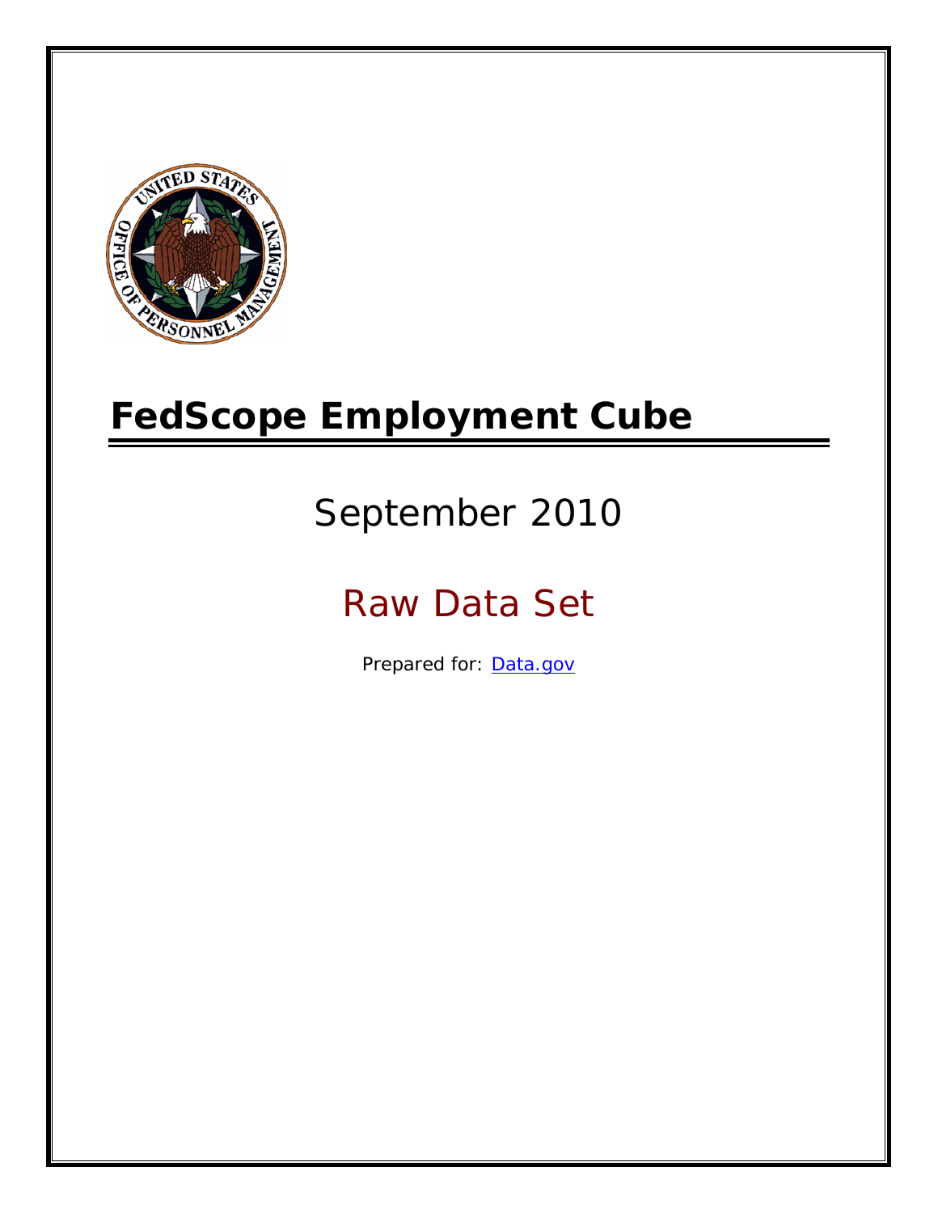# FedScope Employment Cube

September 2010

Raw Data Set

Prepared for: [Data.gov](http://www.data.gov/)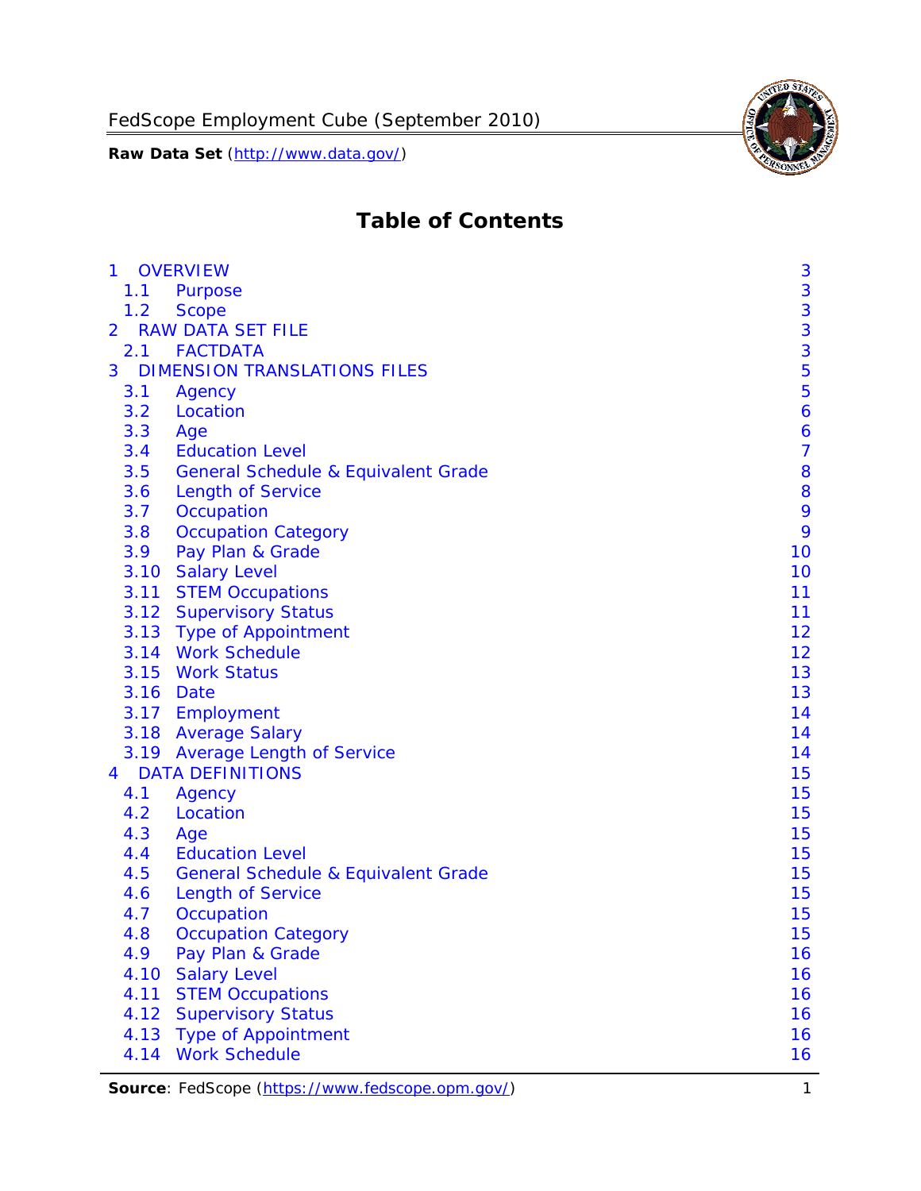# Table of Contents

| | | |
|---|---|---|
| 1 | OVERVIEW | 3 |
| 1.1 | Purpose | 3 |
| 1.2 | Scope | 3 |
| 2 | RAW DATA SET FILE | 3 |
| 2.1 | FACTDATA | 3 |
| 3 | DIMENSION TRANSLATIONS FILES | 5 |
| 3.1 | Agency | 5 |
| 3.2 | Location | 6 |
| 3.3 | Age | 6 |
| 3.4 | Education Level | 7 |
| 3.5 | General Schedule & Equivalent Grade | 8 |
| 3.6 | Length of Service | 8 |
| 3.7 | Occupation | 9 |
| 3.8 | Occupation Category | 9 |
| 3.9 | Pay Plan & Grade | 10 |
| 3.10 | Salary Level | 10 |
| 3.11 | STEM Occupations | 11 |
| 3.12 | Supervisory Status | 11 |
| 3.13 | Type of Appointment | 12 |
| 3.14 | Work Schedule | 12 |
| 3.15 | Work Status | 13 |
| 3.16 | Date | 13 |
| 3.17 | Employment | 14 |
| 3.18 | Average Salary | 14 |
| 3.19 | Average Length of Service | 14 |
| 4 | DATA DEFINITIONS | 15 |
| 4.1 | Agency | 15 |
| 4.2 | Location | 15 |
| 4.3 | Age | 15 |
| 4.4 | Education Level | 15 |
| 4.5 | General Schedule & Equivalent Grade | 15 |
| 4.6 | Length of Service | 15 |
| 4.7 | Occupation | 15 |
| 4.8 | Occupation Category | 15 |
| 4.9 | Pay Plan & Grade | 16 |
| 4.10 | Salary Level | 16 |
| 4.11 | STEM Occupations | 16 |
| 4.12 | Supervisory Status | 16 |
| 4.13 | Type of Appointment | 16 |
| 4.14 | Work Schedule | 16 |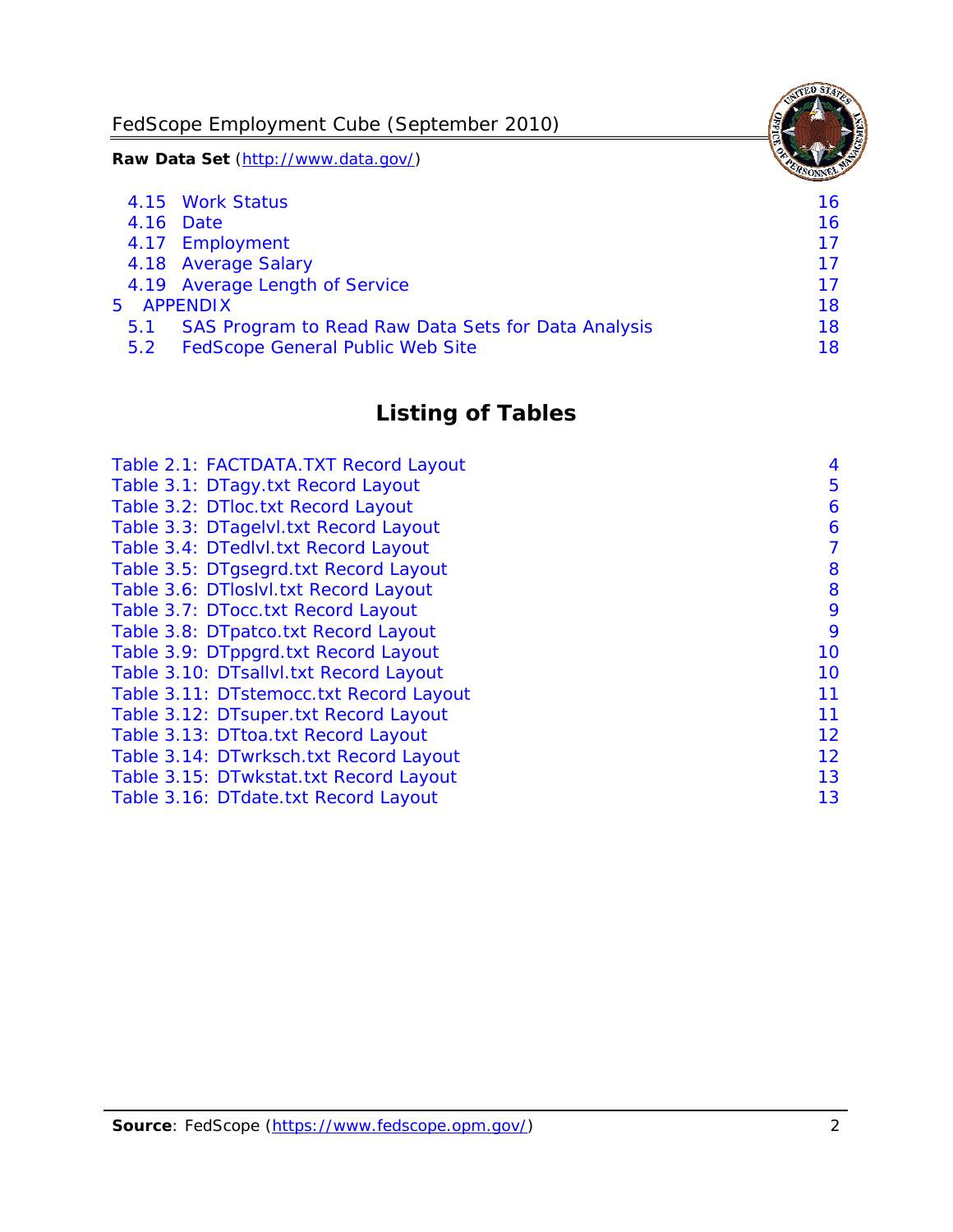4.15 Work Status 16
4.16 Date 16
4.17 Employment 17
4.18 Average Salary 17
4.19 Average Length of Service 17
5 APPENDIX 18
5.1 SAS Program to Read Raw Data Sets for Data Analysis 18
5.2 FedScope General Public Web Site 18

## Listing of Tables

Table 2.1: FACTDATA.TXT Record Layout 4
Table 3.1: DTagy.txt Record Layout 5
Table 3.2: DTloc.txt Record Layout 6
Table 3.3: DTagelvl.txt Record Layout 6
Table 3.4: DTedlvl.txt Record Layout 7
Table 3.5: DTgsegrd.txt Record Layout 8
Table 3.6: DTloslvl.txt Record Layout 8
Table 3.7: DTocc.txt Record Layout 9
Table 3.8: DTpatco.txt Record Layout 9
Table 3.9: DTppgrd.txt Record Layout 10
Table 3.10: DTsallvl.txt Record Layout 10
Table 3.11: DTstemocc.txt Record Layout 11
Table 3.12: DTsuper.txt Record Layout 11
Table 3.13: DTtoa.txt Record Layout 12
Table 3.14: DTwrksch.txt Record Layout 12
Table 3.15: DTwkstat.txt Record Layout 13
Table 3.16: DTdate.txt Record Layout 13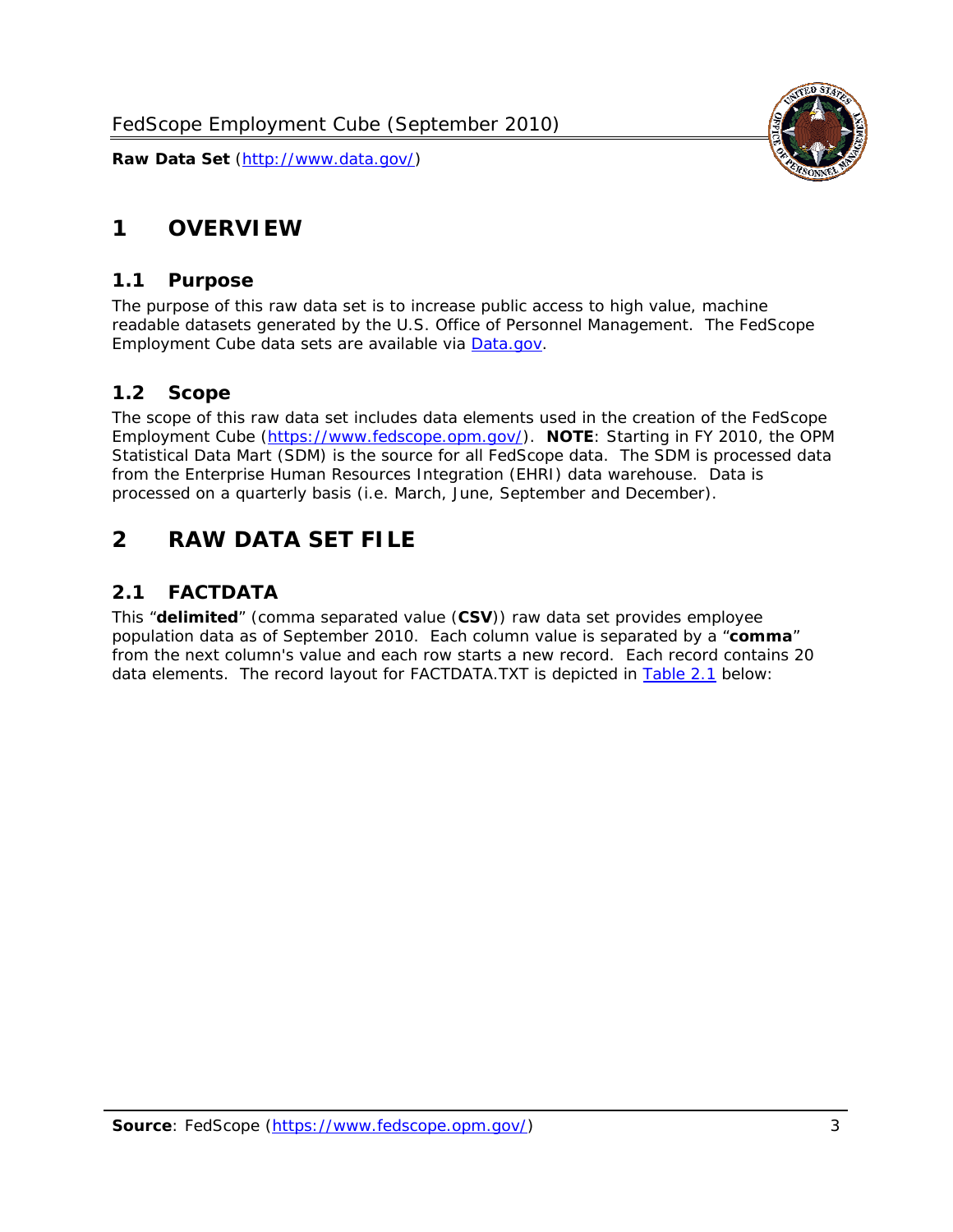# 1 OVERVIEW

## 1.1 Purpose

The purpose of this raw data set is to increase public access to high value, machine readable datasets generated by the U.S. Office of Personnel Management. The FedScope Employment Cube data sets are available via [Data.gov](http://www.data.gov/).

## 1.2 Scope

The scope of this raw data set includes data elements used in the creation of the FedScope Employment Cube ([https://www.fedscope.opm.gov/](https://www.fedscope.opm.gov/)). **NOTE**: Starting in FY 2010, the OPM Statistical Data Mart (SDM) is the source for all FedScope data. The SDM is processed data from the Enterprise Human Resources Integration (EHRI) data warehouse. Data is processed on a quarterly basis (i.e. March, June, September and December).

# 2 RAW DATA SET FILE

## 2.1 FACTDATA

This "**delimited**" (comma separated value (**CSV**)) raw data set provides employee population data as of September 2010. Each column value is separated by a "**comma**" from the next column's value and each row starts a new record. Each record contains 20 data elements. The record layout for FACTDATA.TXT is depicted in Table 2.1 below: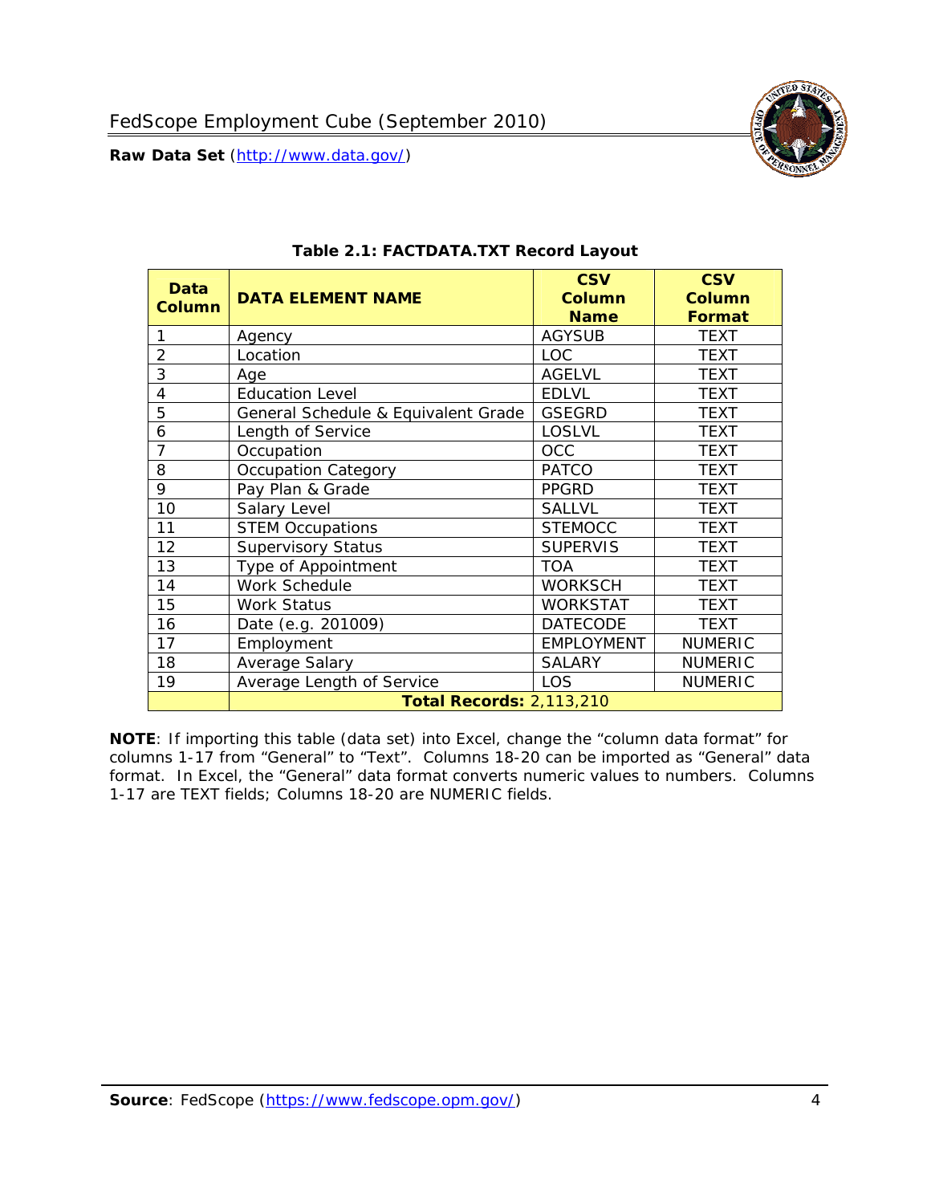### Table 2.1: FACTDATA.TXT Record Layout

| Data Column | DATA ELEMENT NAME | CSV Column Name | CSV Column Format |
|---|---|---|---|
| 1 | Agency | AGYSUB | TEXT |
| 2 | Location | LOC | TEXT |
| 3 | Age | AGELVL | TEXT |
| 4 | Education Level | EDLVL | TEXT |
| 5 | General Schedule & Equivalent Grade | GSEGRD | TEXT |
| 6 | Length of Service | LOSLVL | TEXT |
| 7 | Occupation | OCC | TEXT |
| 8 | Occupation Category | PATCO | TEXT |
| 9 | Pay Plan & Grade | PPGRD | TEXT |
| 10 | Salary Level | SALLVL | TEXT |
| 11 | STEM Occupations | STEMOCC | TEXT |
| 12 | Supervisory Status | SUPERVIS | TEXT |
| 13 | Type of Appointment | TOA | TEXT |
| 14 | Work Schedule | WORKSCH | TEXT |
| 15 | Work Status | WORKSTAT | TEXT |
| 16 | Date (e.g. 201009) | DATECODE | TEXT |
| 17 | Employment | EMPLOYMENT | NUMERIC |
| 18 | Average Salary | SALARY | NUMERIC |
| 19 | Average Length of Service | LOS | NUMERIC |
| | **Total Records:** 2,113,210 | | |

**NOTE**: If importing this table (data set) into Excel, change the "column data format" for columns 1-17 from "General" to "Text". Columns 18-20 can be imported as "General" data format. In Excel, the "General" data format converts numeric values to numbers. Columns 1-17 are TEXT fields; Columns 18-20 are NUMERIC fields.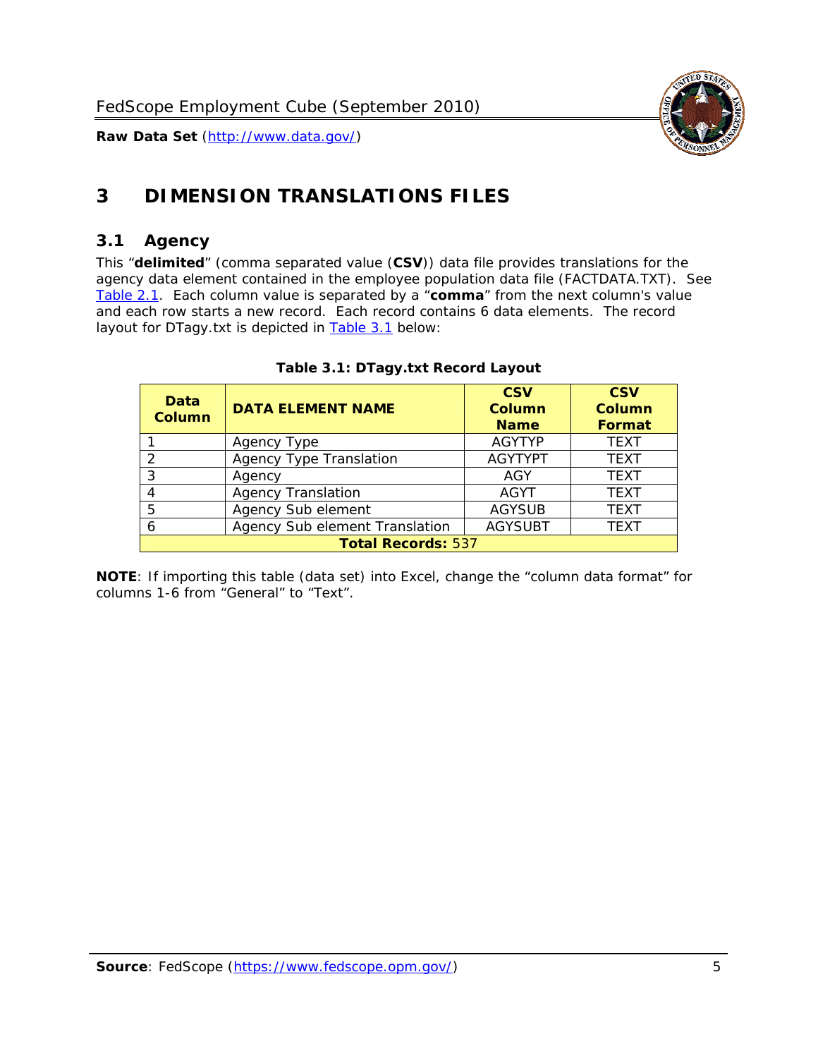# 3 DIMENSION TRANSLATIONS FILES

## 3.1 Agency

This "**delimited**" (comma separated value (**CSV**)) data file provides translations for the agency data element contained in the employee population data file (FACTDATA.TXT). See Table 2.1. Each column value is separated by a "**comma**" from the next column's value and each row starts a new record. Each record contains 6 data elements. The record layout for DTagy.txt is depicted in Table 3.1 below:

**Table 3.1: DTagy.txt Record Layout**

| Data Column | DATA ELEMENT NAME | CSV Column Name | CSV Column Format |
|---|---|---|---|
| 1 | Agency Type | AGYTYP | TEXT |
| 2 | Agency Type Translation | AGYTYPT | TEXT |
| 3 | Agency | AGY | TEXT |
| 4 | Agency Translation | AGYT | TEXT |
| 5 | Agency Sub element | AGYSUB | TEXT |
| 6 | Agency Sub element Translation | AGYSUBT | TEXT |
| **Total Records:** 537 | | | |

**NOTE**: If importing this table (data set) into Excel, change the "column data format" for columns 1-6 from "General" to "Text".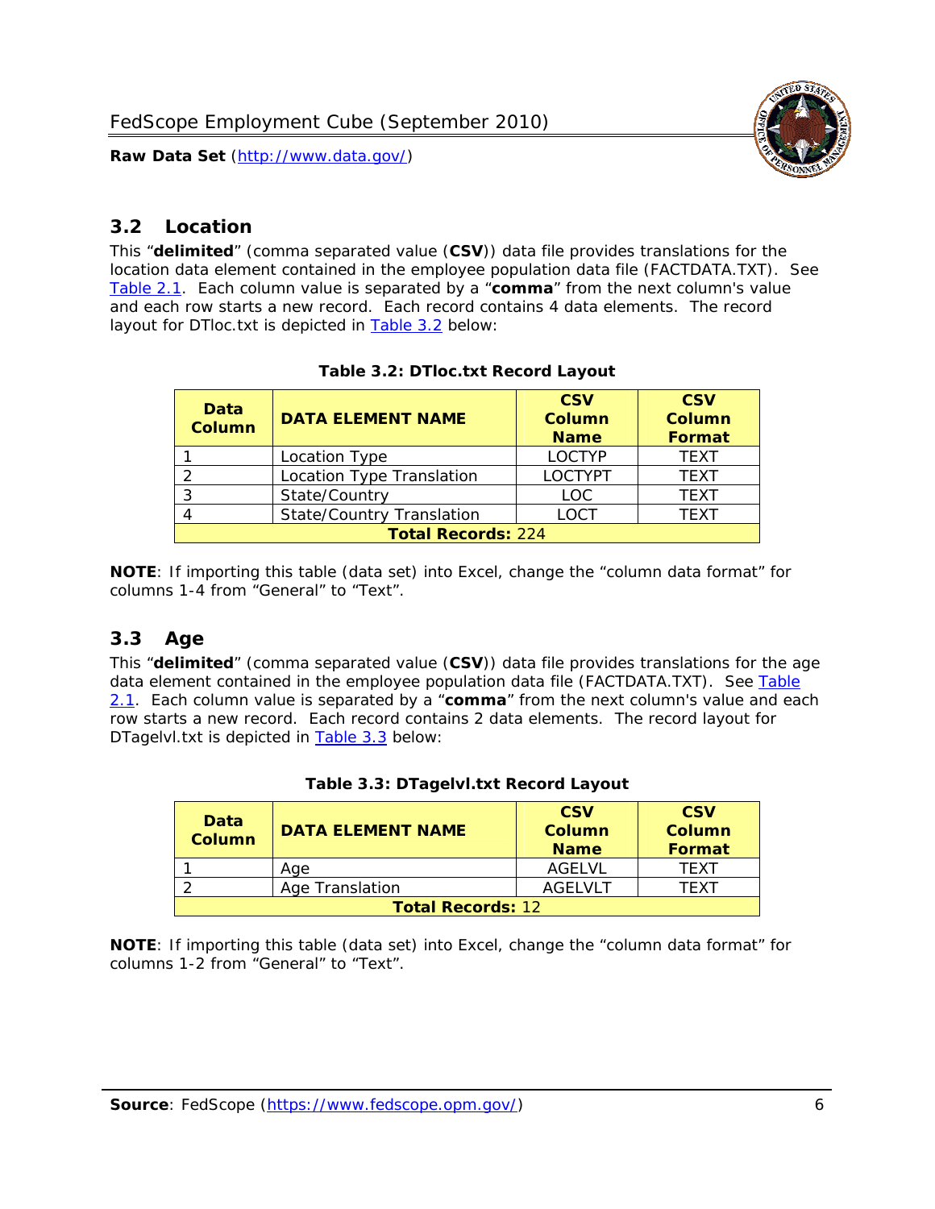## 3.2 Location

This "**delimited**" (comma separated value (**CSV**)) data file provides translations for the location data element contained in the employee population data file (FACTDATA.TXT). See Table 2.1. Each column value is separated by a "**comma**" from the next column's value and each row starts a new record. Each record contains 4 data elements. The record layout for DTloc.txt is depicted in Table 3.2 below:

**Table 3.2: DTloc.txt Record Layout**

| Data Column | DATA ELEMENT NAME | CSV Column Name | CSV Column Format |
|---|---|---|---|
| 1 | Location Type | LOCTYP | TEXT |
| 2 | Location Type Translation | LOCTYPT | TEXT |
| 3 | State/Country | LOC | TEXT |
| 4 | State/Country Translation | LOCT | TEXT |
| **Total Records:** 224 | | | |

**NOTE**: If importing this table (data set) into Excel, change the "column data format" for columns 1-4 from "General" to "Text".

## 3.3 Age

This "**delimited**" (comma separated value (**CSV**)) data file provides translations for the age data element contained in the employee population data file (FACTDATA.TXT). See Table 2.1. Each column value is separated by a "**comma**" from the next column's value and each row starts a new record. Each record contains 2 data elements. The record layout for DTagelvl.txt is depicted in Table 3.3 below:

**Table 3.3: DTagelvl.txt Record Layout**

| Data Column | DATA ELEMENT NAME | CSV Column Name | CSV Column Format |
|---|---|---|---|
| 1 | Age | AGELVL | TEXT |
| 2 | Age Translation | AGELVLT | TEXT |
| **Total Records:** 12 | | | |

**NOTE**: If importing this table (data set) into Excel, change the "column data format" for columns 1-2 from "General" to "Text".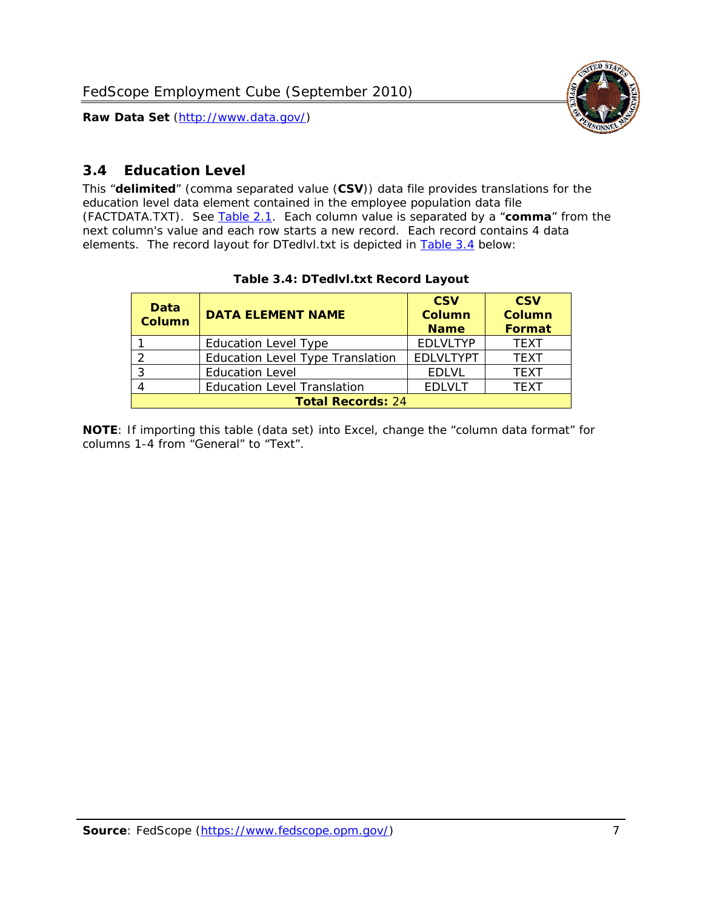## 3.4 Education Level

This "**delimited**" (comma separated value (**CSV**)) data file provides translations for the education level data element contained in the employee population data file (FACTDATA.TXT). See Table 2.1. Each column value is separated by a "**comma**" from the next column's value and each row starts a new record. Each record contains 4 data elements. The record layout for DTedlvl.txt is depicted in Table 3.4 below:

**Table 3.4: DTedlvl.txt Record Layout**

| Data Column | DATA ELEMENT NAME | CSV Column Name | CSV Column Format |
|---|---|---|---|
| 1 | Education Level Type | EDLVLTYP | TEXT |
| 2 | Education Level Type Translation | EDLVLTYPT | TEXT |
| 3 | Education Level | EDLVL | TEXT |
| 4 | Education Level Translation | EDLVLT | TEXT |
| **Total Records:** 24 | | | |

**NOTE**: If importing this table (data set) into Excel, change the "column data format" for columns 1-4 from "General" to "Text".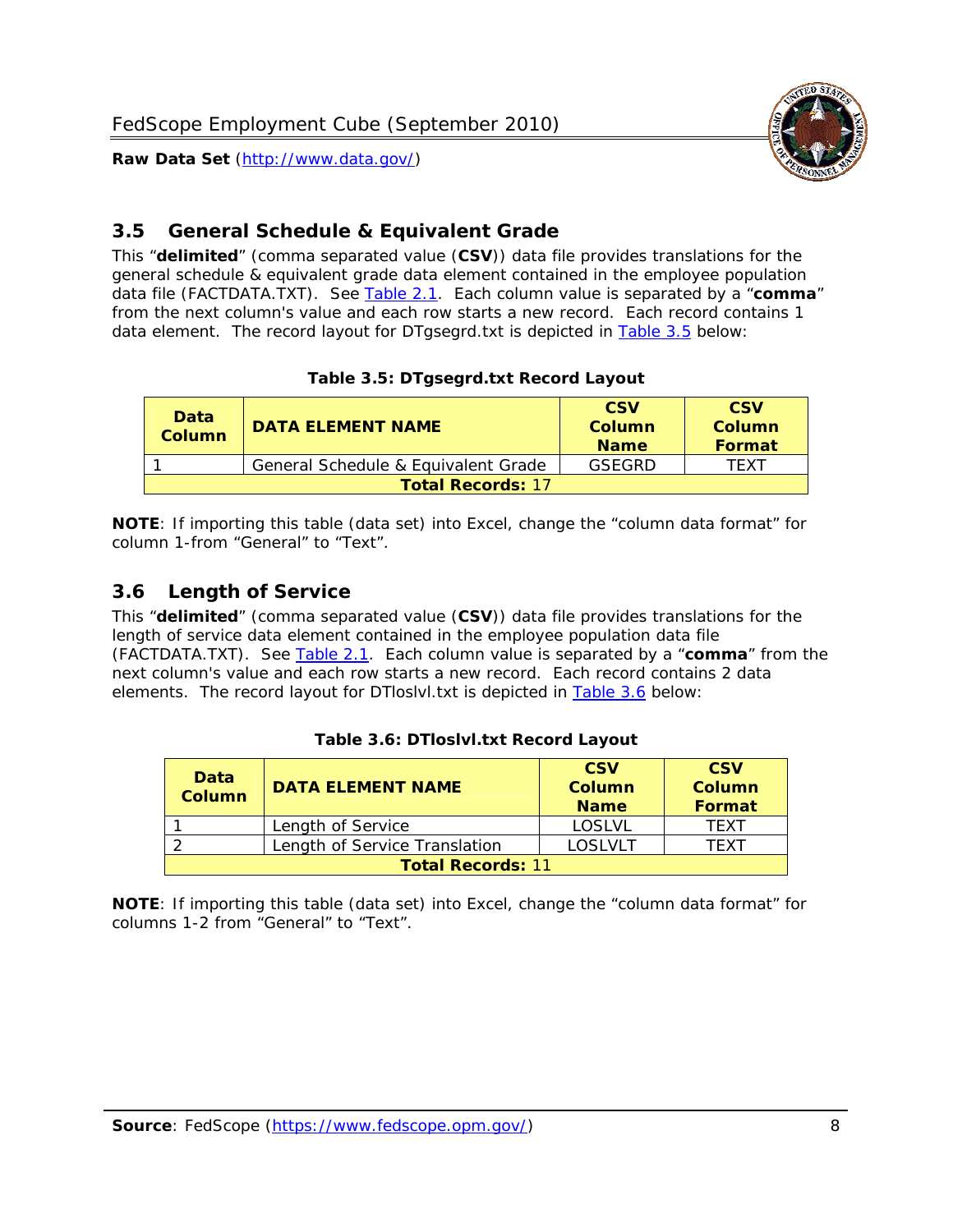## 3.5 General Schedule & Equivalent Grade

This "**delimited**" (comma separated value (**CSV**)) data file provides translations for the general schedule & equivalent grade data element contained in the employee population data file (FACTDATA.TXT). See Table 2.1. Each column value is separated by a "**comma**" from the next column's value and each row starts a new record. Each record contains 1 data element. The record layout for DTgsegrd.txt is depicted in Table 3.5 below:

**Table 3.5: DTgsegrd.txt Record Layout**

| Data Column | DATA ELEMENT NAME | CSV Column Name | CSV Column Format |
|---|---|---|---|
| 1 | General Schedule & Equivalent Grade | GSEGRD | TEXT |
| **Total Records:** 17 | | | |

**NOTE**: If importing this table (data set) into Excel, change the "column data format" for column 1-from "General" to "Text".

## 3.6 Length of Service

This "**delimited**" (comma separated value (**CSV**)) data file provides translations for the length of service data element contained in the employee population data file (FACTDATA.TXT). See Table 2.1. Each column value is separated by a "**comma**" from the next column's value and each row starts a new record. Each record contains 2 data elements. The record layout for DTloslvl.txt is depicted in Table 3.6 below:

**Table 3.6: DTloslvl.txt Record Layout**

| Data Column | DATA ELEMENT NAME | CSV Column Name | CSV Column Format |
|---|---|---|---|
| 1 | Length of Service | LOSLVL | TEXT |
| 2 | Length of Service Translation | LOSLVLT | TEXT |
| **Total Records:** 11 | | | |

**NOTE**: If importing this table (data set) into Excel, change the "column data format" for columns 1-2 from "General" to "Text".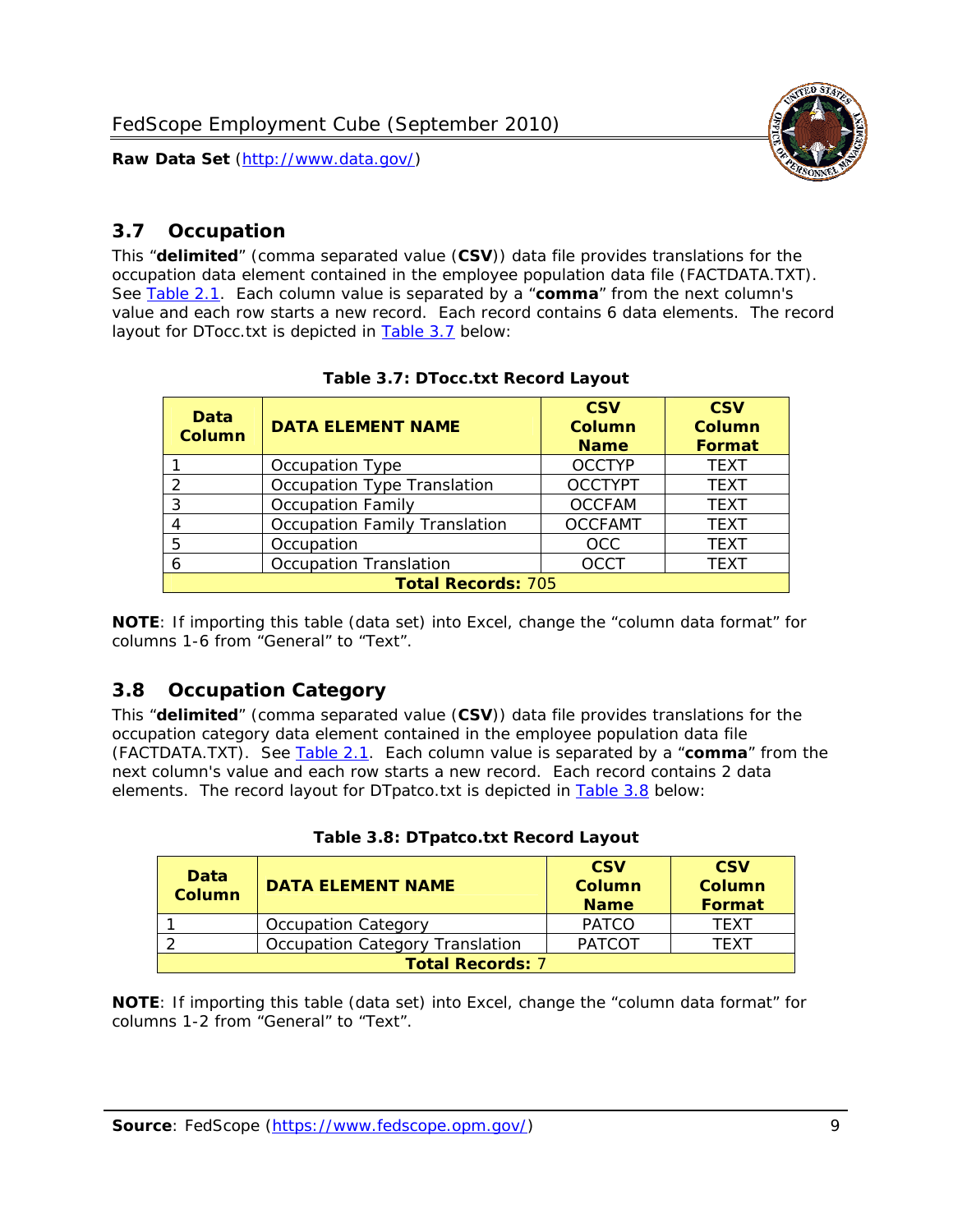## 3.7 Occupation

This "**delimited**" (comma separated value (**CSV**)) data file provides translations for the occupation data element contained in the employee population data file (FACTDATA.TXT). See Table 2.1. Each column value is separated by a "**comma**" from the next column's value and each row starts a new record. Each record contains 6 data elements. The record layout for DTocc.txt is depicted in Table 3.7 below:

**Table 3.7: DTocc.txt Record Layout**

| Data Column | DATA ELEMENT NAME | CSV Column Name | CSV Column Format |
|---|---|---|---|
| 1 | Occupation Type | OCCTYP | TEXT |
| 2 | Occupation Type Translation | OCCTYPT | TEXT |
| 3 | Occupation Family | OCCFAM | TEXT |
| 4 | Occupation Family Translation | OCCFAMT | TEXT |
| 5 | Occupation | OCC | TEXT |
| 6 | Occupation Translation | OCCT | TEXT |
| **Total Records:** 705 | | | |

**NOTE**: If importing this table (data set) into Excel, change the "column data format" for columns 1-6 from "General" to "Text".

## 3.8 Occupation Category

This "**delimited**" (comma separated value (**CSV**)) data file provides translations for the occupation category data element contained in the employee population data file (FACTDATA.TXT). See Table 2.1. Each column value is separated by a "**comma**" from the next column's value and each row starts a new record. Each record contains 2 data elements. The record layout for DTpatco.txt is depicted in Table 3.8 below:

**Table 3.8: DTpatco.txt Record Layout**

| Data Column | DATA ELEMENT NAME | CSV Column Name | CSV Column Format |
|---|---|---|---|
| 1 | Occupation Category | PATCO | TEXT |
| 2 | Occupation Category Translation | PATCOT | TEXT |
| **Total Records:** 7 | | | |

**NOTE**: If importing this table (data set) into Excel, change the "column data format" for columns 1-2 from "General" to "Text".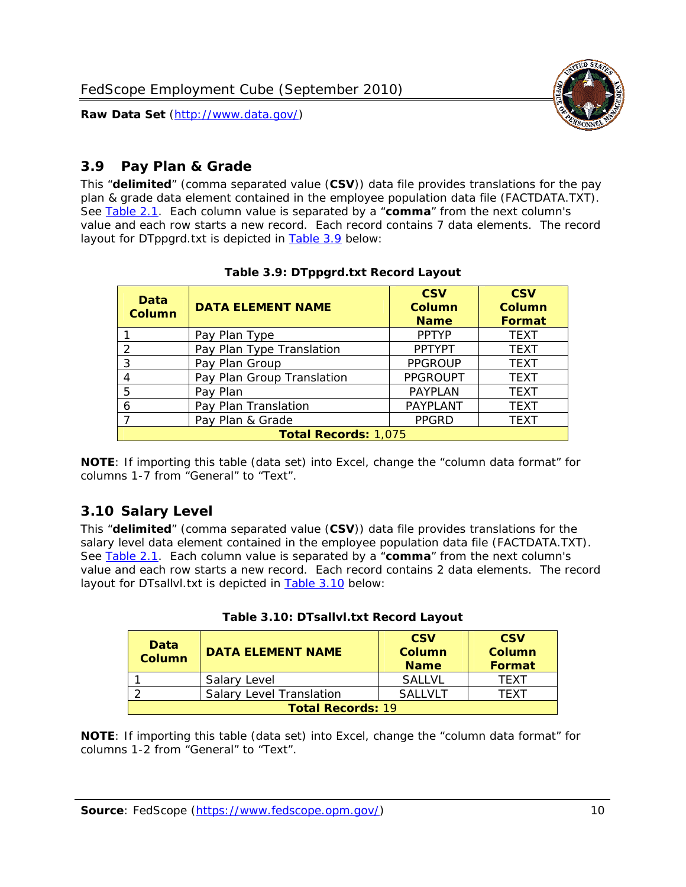## 3.9 Pay Plan & Grade

This "**delimited**" (comma separated value (**CSV**)) data file provides translations for the pay plan & grade data element contained in the employee population data file (FACTDATA.TXT). See Table 2.1. Each column value is separated by a "**comma**" from the next column's value and each row starts a new record. Each record contains 7 data elements. The record layout for DTppgrd.txt is depicted in Table 3.9 below:

**Table 3.9: DTppgrd.txt Record Layout**

| Data Column | DATA ELEMENT NAME | CSV Column Name | CSV Column Format |
|---|---|---|---|
| 1 | Pay Plan Type | PPTYP | TEXT |
| 2 | Pay Plan Type Translation | PPTYPT | TEXT |
| 3 | Pay Plan Group | PPGROUP | TEXT |
| 4 | Pay Plan Group Translation | PPGROUPT | TEXT |
| 5 | Pay Plan | PAYPLAN | TEXT |
| 6 | Pay Plan Translation | PAYPLANT | TEXT |
| 7 | Pay Plan & Grade | PPGRD | TEXT |
| **Total Records:** 1,075 | | | |

**NOTE**: If importing this table (data set) into Excel, change the "column data format" for columns 1-7 from "General" to "Text".

## 3.10 Salary Level

This "**delimited**" (comma separated value (**CSV**)) data file provides translations for the salary level data element contained in the employee population data file (FACTDATA.TXT). See Table 2.1. Each column value is separated by a "**comma**" from the next column's value and each row starts a new record. Each record contains 2 data elements. The record layout for DTsallvl.txt is depicted in Table 3.10 below:

**Table 3.10: DTsallvl.txt Record Layout**

| Data Column | DATA ELEMENT NAME | CSV Column Name | CSV Column Format |
|---|---|---|---|
| 1 | Salary Level | SALLVL | TEXT |
| 2 | Salary Level Translation | SALLVLT | TEXT |
| **Total Records:** 19 | | | |

**NOTE**: If importing this table (data set) into Excel, change the "column data format" for columns 1-2 from "General" to "Text".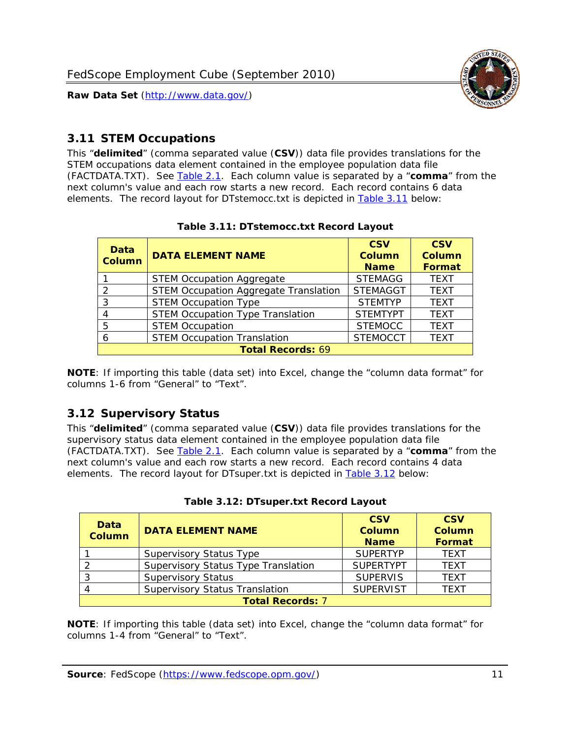## 3.11 STEM Occupations

This "**delimited**" (comma separated value (**CSV**)) data file provides translations for the STEM occupations data element contained in the employee population data file (FACTDATA.TXT). See Table 2.1. Each column value is separated by a "**comma**" from the next column's value and each row starts a new record. Each record contains 6 data elements. The record layout for DTstemocc.txt is depicted in Table 3.11 below:

**Table 3.11: DTstemocc.txt Record Layout**

| Data Column | DATA ELEMENT NAME | CSV Column Name | CSV Column Format |
|---|---|---|---|
| 1 | STEM Occupation Aggregate | STEMAGG | TEXT |
| 2 | STEM Occupation Aggregate Translation | STEMAGGT | TEXT |
| 3 | STEM Occupation Type | STEMTYP | TEXT |
| 4 | STEM Occupation Type Translation | STEMTYPT | TEXT |
| 5 | STEM Occupation | STEMOCC | TEXT |
| 6 | STEM Occupation Translation | STEMOCCT | TEXT |
| **Total Records: 69** | | | |

**NOTE**: If importing this table (data set) into Excel, change the "column data format" for columns 1-6 from "General" to "Text".

## 3.12 Supervisory Status

This "**delimited**" (comma separated value (**CSV**)) data file provides translations for the supervisory status data element contained in the employee population data file (FACTDATA.TXT). See Table 2.1. Each column value is separated by a "**comma**" from the next column's value and each row starts a new record. Each record contains 4 data elements. The record layout for DTsuper.txt is depicted in Table 3.12 below:

**Table 3.12: DTsuper.txt Record Layout**

| Data Column | DATA ELEMENT NAME | CSV Column Name | CSV Column Format |
|---|---|---|---|
| 1 | Supervisory Status Type | SUPERTYP | TEXT |
| 2 | Supervisory Status Type Translation | SUPERTYPT | TEXT |
| 3 | Supervisory Status | SUPERVIS | TEXT |
| 4 | Supervisory Status Translation | SUPERVIST | TEXT |
| **Total Records: 7** | | | |

**NOTE**: If importing this table (data set) into Excel, change the "column data format" for columns 1-4 from "General" to "Text".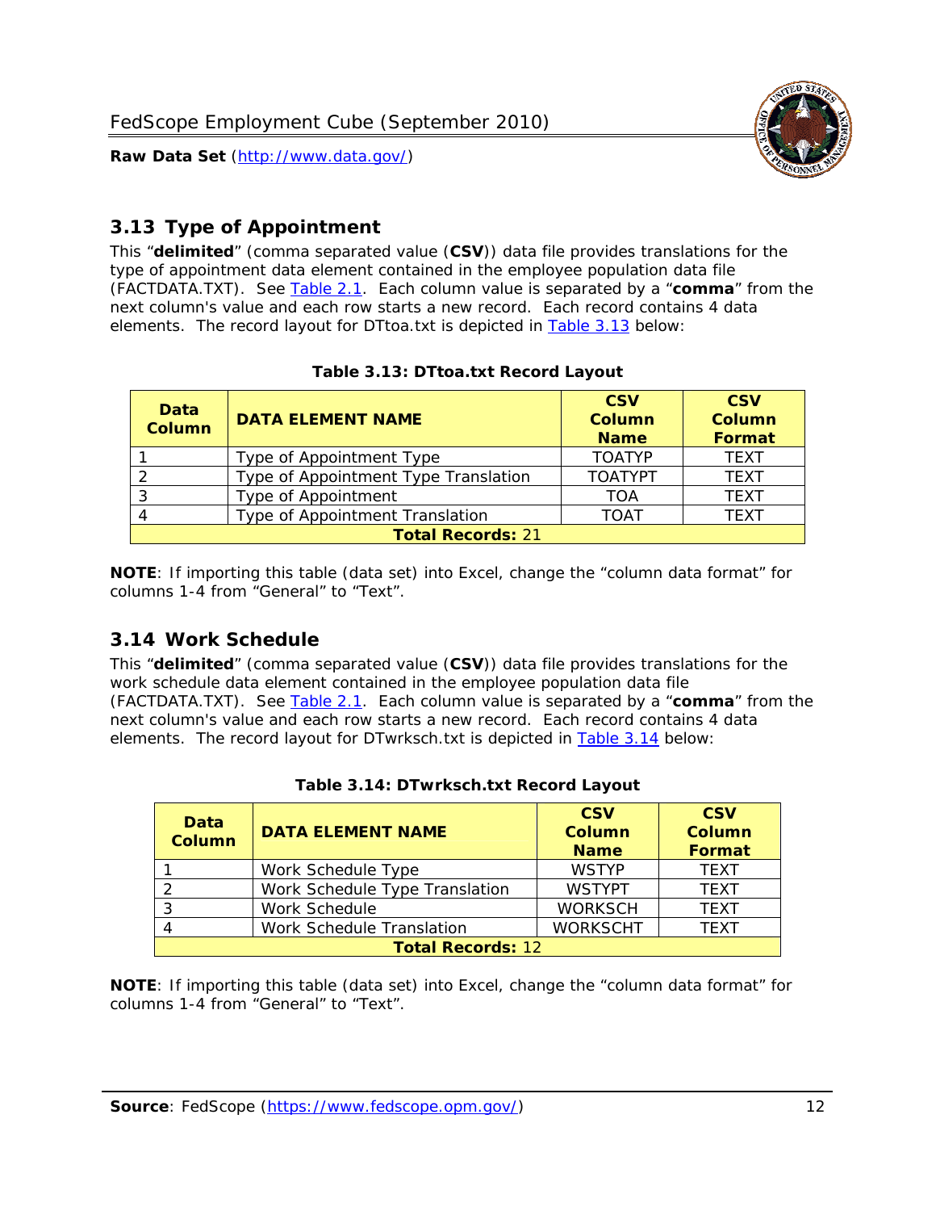## 3.13 Type of Appointment

This "**delimited**" (comma separated value (**CSV**)) data file provides translations for the type of appointment data element contained in the employee population data file (FACTDATA.TXT). See Table 2.1. Each column value is separated by a "**comma**" from the next column's value and each row starts a new record. Each record contains 4 data elements. The record layout for DTtoa.txt is depicted in Table 3.13 below:

**Table 3.13: DTtoa.txt Record Layout**

| Data Column | DATA ELEMENT NAME | CSV Column Name | CSV Column Format |
|---|---|---|---|
| 1 | Type of Appointment Type | TOATYP | TEXT |
| 2 | Type of Appointment Type Translation | TOATYPT | TEXT |
| 3 | Type of Appointment | TOA | TEXT |
| 4 | Type of Appointment Translation | TOAT | TEXT |
| **Total Records:** 21 | | | |

**NOTE**: If importing this table (data set) into Excel, change the "column data format" for columns 1-4 from "General" to "Text".

## 3.14 Work Schedule

This "**delimited**" (comma separated value (**CSV**)) data file provides translations for the work schedule data element contained in the employee population data file (FACTDATA.TXT). See Table 2.1. Each column value is separated by a "**comma**" from the next column's value and each row starts a new record. Each record contains 4 data elements. The record layout for DTwrksch.txt is depicted in Table 3.14 below:

**Table 3.14: DTwrksch.txt Record Layout**

| Data Column | DATA ELEMENT NAME | CSV Column Name | CSV Column Format |
|---|---|---|---|
| 1 | Work Schedule Type | WSTYP | TEXT |
| 2 | Work Schedule Type Translation | WSTYPT | TEXT |
| 3 | Work Schedule | WORKSCH | TEXT |
| 4 | Work Schedule Translation | WORKSCHT | TEXT |
| **Total Records:** 12 | | | |

**NOTE**: If importing this table (data set) into Excel, change the "column data format" for columns 1-4 from "General" to "Text".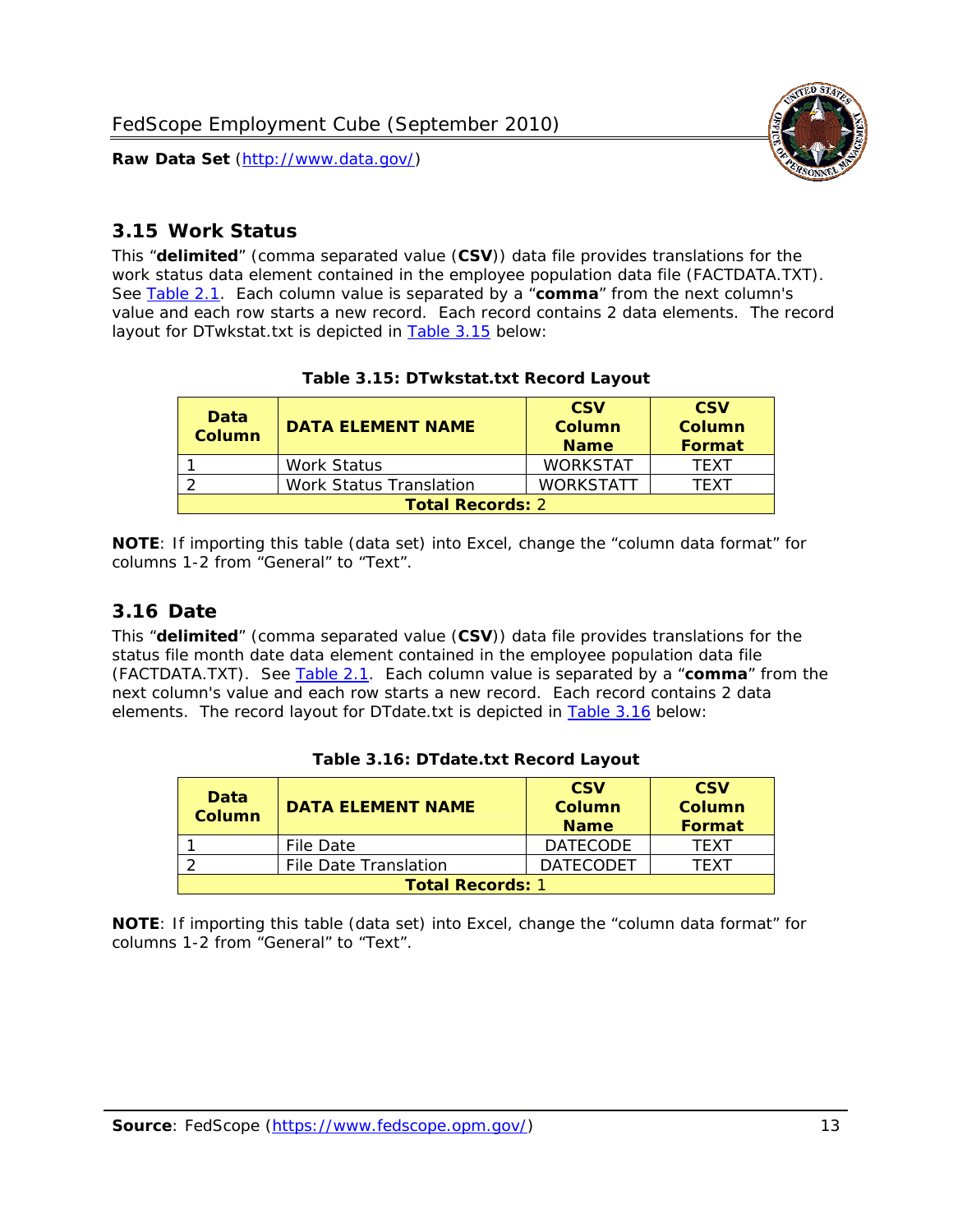## 3.15 Work Status

This "**delimited**" (comma separated value (**CSV**)) data file provides translations for the work status data element contained in the employee population data file (FACTDATA.TXT). See Table 2.1. Each column value is separated by a "**comma**" from the next column's value and each row starts a new record. Each record contains 2 data elements. The record layout for DTwkstat.txt is depicted in Table 3.15 below:

**Table 3.15: DTwkstat.txt Record Layout**

| Data Column | DATA ELEMENT NAME | CSV Column Name | CSV Column Format |
|---|---|---|---|
| 1 | Work Status | WORKSTAT | TEXT |
| 2 | Work Status Translation | WORKSTATT | TEXT |
| **Total Records:** 2 | | | |

**NOTE**: If importing this table (data set) into Excel, change the "column data format" for columns 1-2 from "General" to "Text".

## 3.16 Date

This "**delimited**" (comma separated value (**CSV**)) data file provides translations for the status file month date data element contained in the employee population data file (FACTDATA.TXT). See Table 2.1. Each column value is separated by a "**comma**" from the next column's value and each row starts a new record. Each record contains 2 data elements. The record layout for DTdate.txt is depicted in Table 3.16 below:

**Table 3.16: DTdate.txt Record Layout**

| Data Column | DATA ELEMENT NAME | CSV Column Name | CSV Column Format |
|---|---|---|---|
| 1 | File Date | DATECODE | TEXT |
| 2 | File Date Translation | DATECODET | TEXT |
| **Total Records:** 1 | | | |

**NOTE**: If importing this table (data set) into Excel, change the "column data format" for columns 1-2 from "General" to "Text".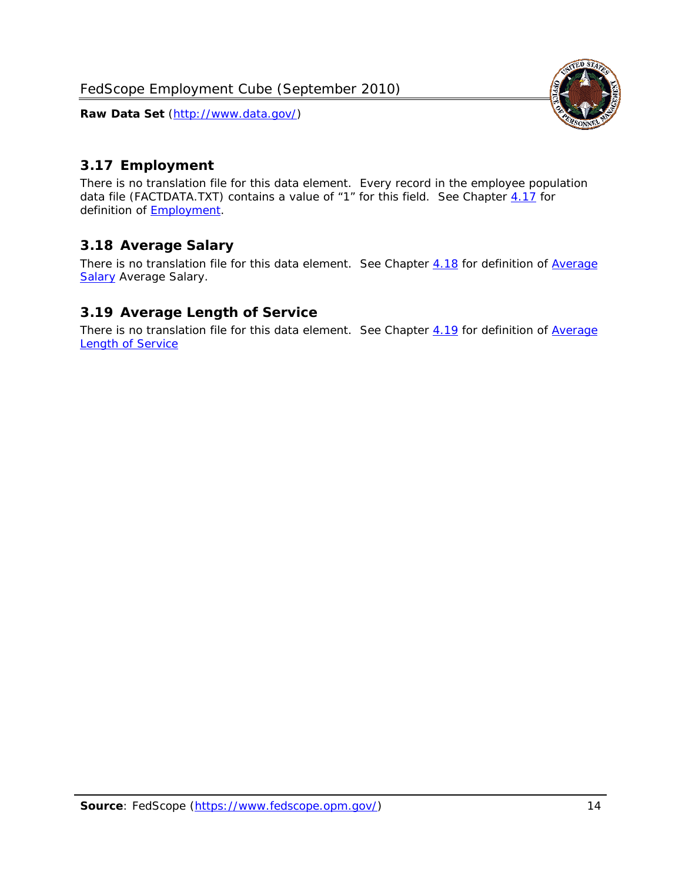## 3.17 Employment

There is no translation file for this data element. Every record in the employee population data file (FACTDATA.TXT) contains a value of "1" for this field. See Chapter 4.17 for definition of Employment.

## 3.18 Average Salary

There is no translation file for this data element. See Chapter 4.18 for definition of Average Salary Average Salary.

## 3.19 Average Length of Service

There is no translation file for this data element. See Chapter 4.19 for definition of Average Length of Service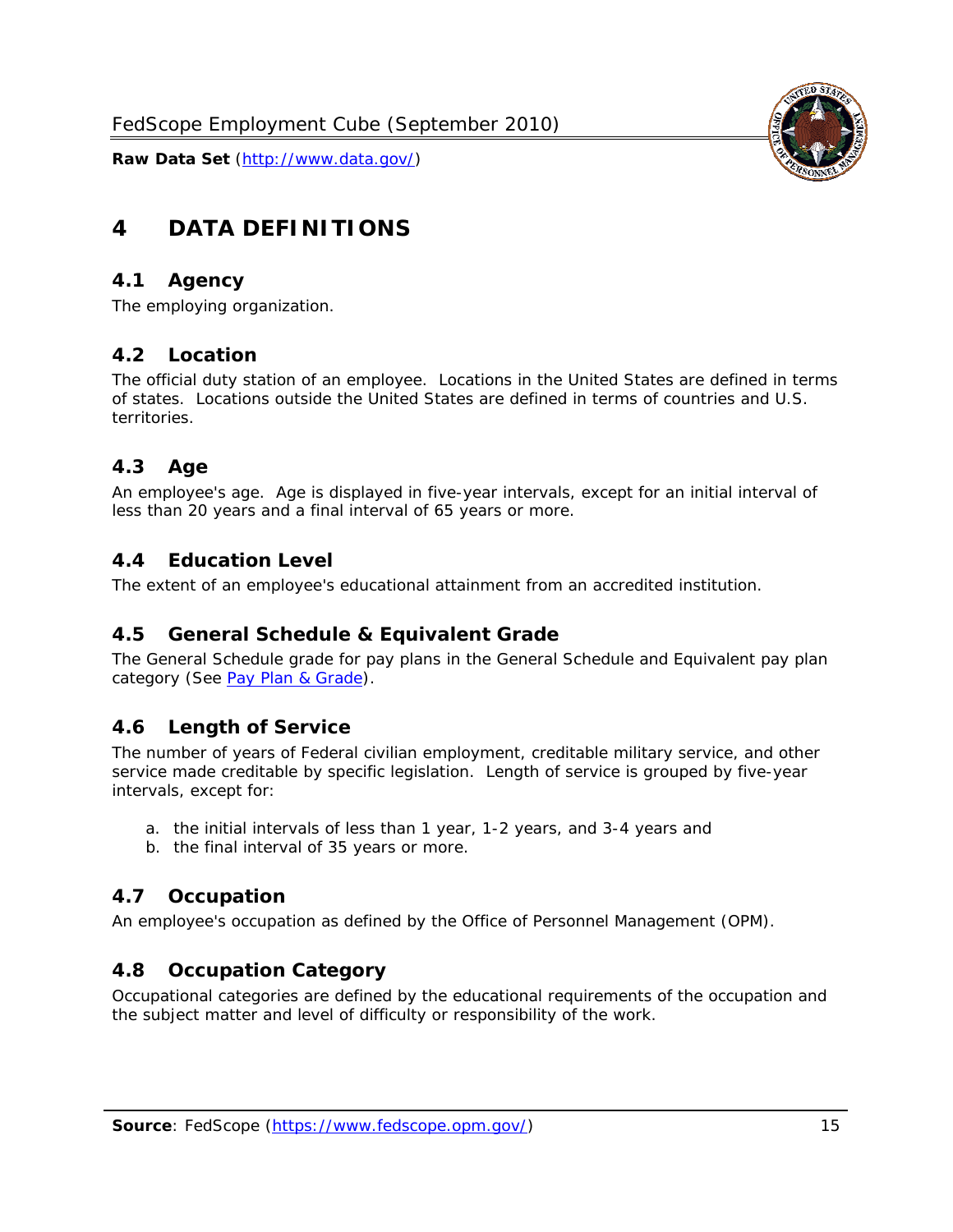# 4 DATA DEFINITIONS

## 4.1 Agency

The employing organization.

## 4.2 Location

The official duty station of an employee. Locations in the United States are defined in terms of states. Locations outside the United States are defined in terms of countries and U.S. territories.

## 4.3 Age

An employee's age. Age is displayed in five-year intervals, except for an initial interval of less than 20 years and a final interval of 65 years or more.

## 4.4 Education Level

The extent of an employee's educational attainment from an accredited institution.

## 4.5 General Schedule & Equivalent Grade

The General Schedule grade for pay plans in the General Schedule and Equivalent pay plan category (See Pay Plan & Grade).

## 4.6 Length of Service

The number of years of Federal civilian employment, creditable military service, and other service made creditable by specific legislation. Length of service is grouped by five-year intervals, except for:

a. the initial intervals of less than 1 year, 1-2 years, and 3-4 years and
b. the final interval of 35 years or more.

## 4.7 Occupation

An employee's occupation as defined by the Office of Personnel Management (OPM).

## 4.8 Occupation Category

Occupational categories are defined by the educational requirements of the occupation and the subject matter and level of difficulty or responsibility of the work.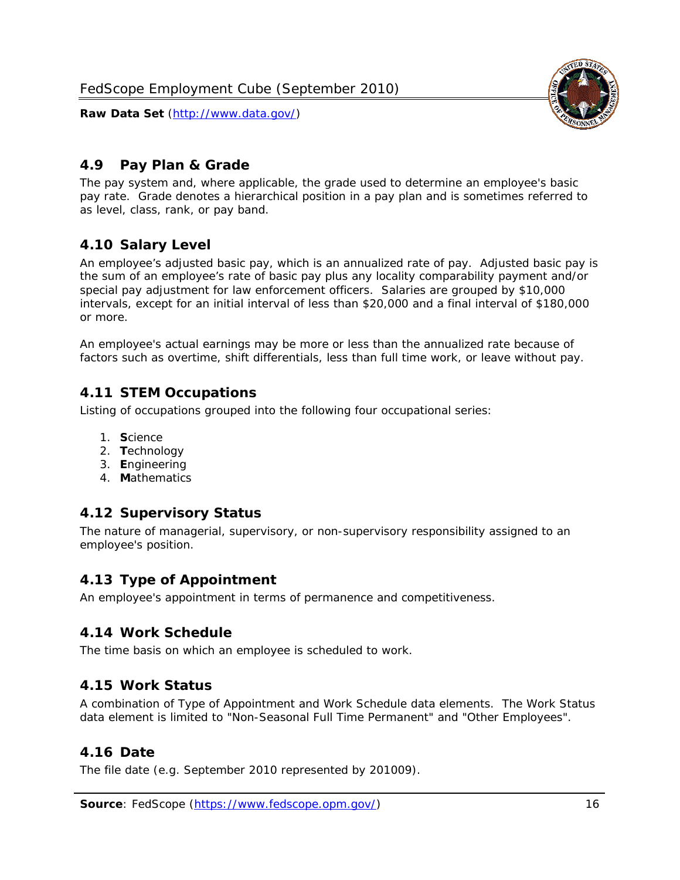## 4.9 Pay Plan & Grade

The pay system and, where applicable, the grade used to determine an employee's basic pay rate. Grade denotes a hierarchical position in a pay plan and is sometimes referred to as level, class, rank, or pay band.

## 4.10 Salary Level

An employee's adjusted basic pay, which is an annualized rate of pay. Adjusted basic pay is the sum of an employee's rate of basic pay plus any locality comparability payment and/or special pay adjustment for law enforcement officers. Salaries are grouped by $10,000 intervals, except for an initial interval of less than $20,000 and a final interval of $180,000 or more.

An employee's actual earnings may be more or less than the annualized rate because of factors such as overtime, shift differentials, less than full time work, or leave without pay.

## 4.11 STEM Occupations

Listing of occupations grouped into the following four occupational series:

1. **S**cience
2. **T**echnology
3. **E**ngineering
4. **M**athematics

## 4.12 Supervisory Status

The nature of managerial, supervisory, or non-supervisory responsibility assigned to an employee's position.

## 4.13 Type of Appointment

An employee's appointment in terms of permanence and competitiveness.

## 4.14 Work Schedule

The time basis on which an employee is scheduled to work.

## 4.15 Work Status

A combination of Type of Appointment and Work Schedule data elements. The Work Status data element is limited to "Non-Seasonal Full Time Permanent" and "Other Employees".

## 4.16 Date

The file date (e.g. September 2010 represented by 201009).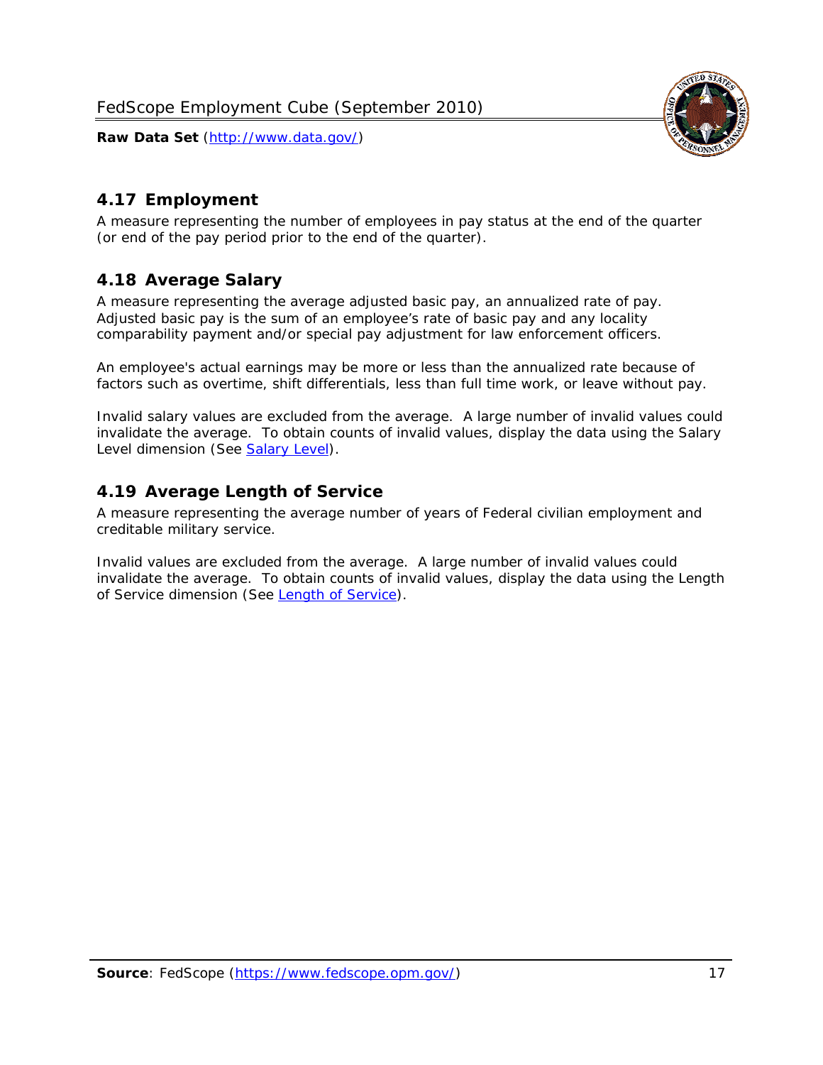## 4.17 Employment

A measure representing the number of employees in pay status at the end of the quarter (or end of the pay period prior to the end of the quarter).

## 4.18 Average Salary

A measure representing the average adjusted basic pay, an annualized rate of pay. Adjusted basic pay is the sum of an employee's rate of basic pay and any locality comparability payment and/or special pay adjustment for law enforcement officers.

An employee's actual earnings may be more or less than the annualized rate because of factors such as overtime, shift differentials, less than full time work, or leave without pay.

Invalid salary values are excluded from the average. A large number of invalid values could invalidate the average. To obtain counts of invalid values, display the data using the Salary Level dimension (See Salary Level).

## 4.19 Average Length of Service

A measure representing the average number of years of Federal civilian employment and creditable military service.

Invalid values are excluded from the average. A large number of invalid values could invalidate the average. To obtain counts of invalid values, display the data using the Length of Service dimension (See Length of Service).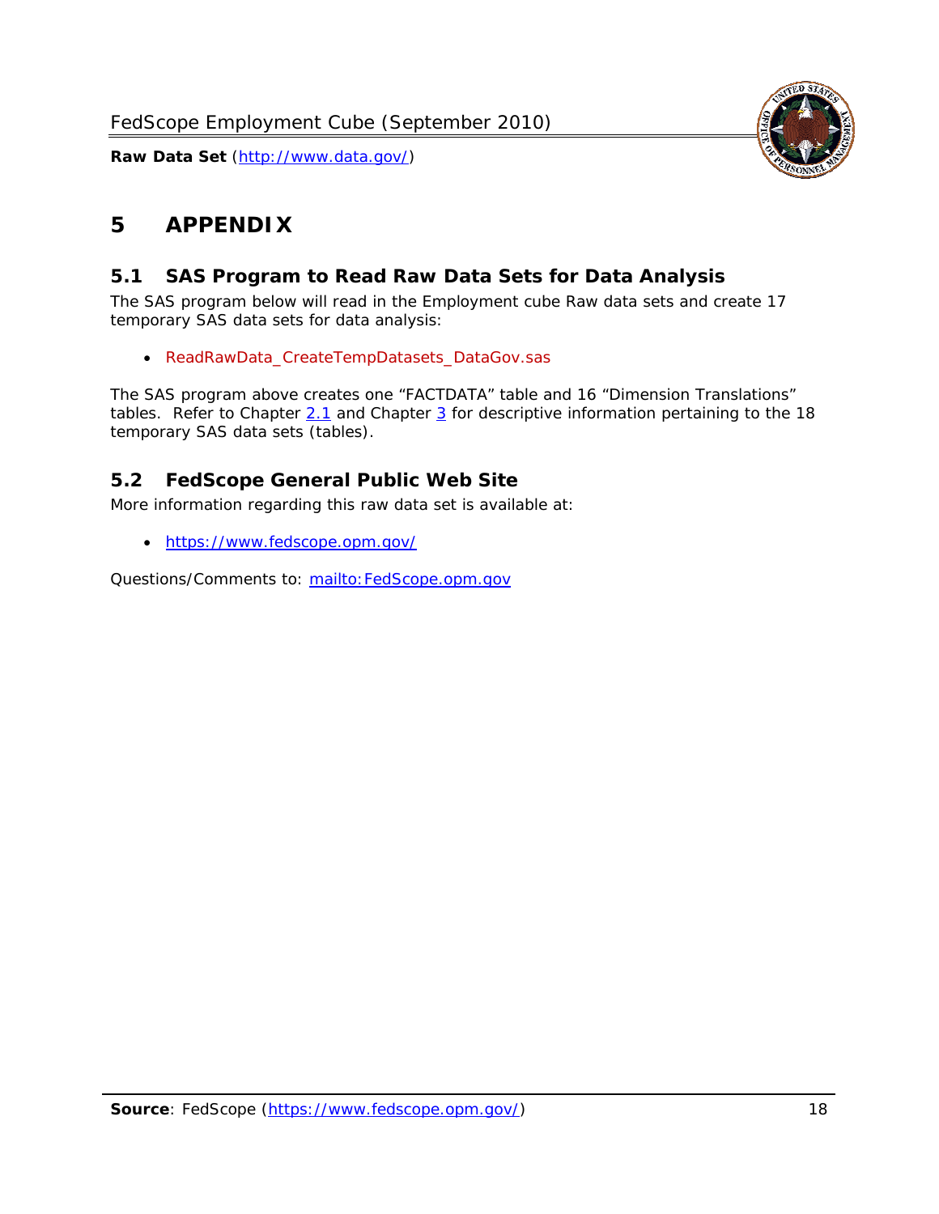# 5 APPENDIX

## 5.1 SAS Program to Read Raw Data Sets for Data Analysis

The SAS program below will read in the Employment cube Raw data sets and create 17 temporary SAS data sets for data analysis:

- ReadRawData_CreateTempDatasets_DataGov.sas

The SAS program above creates one "FACTDATA" table and 16 "Dimension Translations" tables. Refer to Chapter 2.1 and Chapter 3 for descriptive information pertaining to the 18 temporary SAS data sets (tables).

## 5.2 FedScope General Public Web Site

More information regarding this raw data set is available at:

- https://www.fedscope.opm.gov/

Questions/Comments to: mailto:FedScope.opm.gov